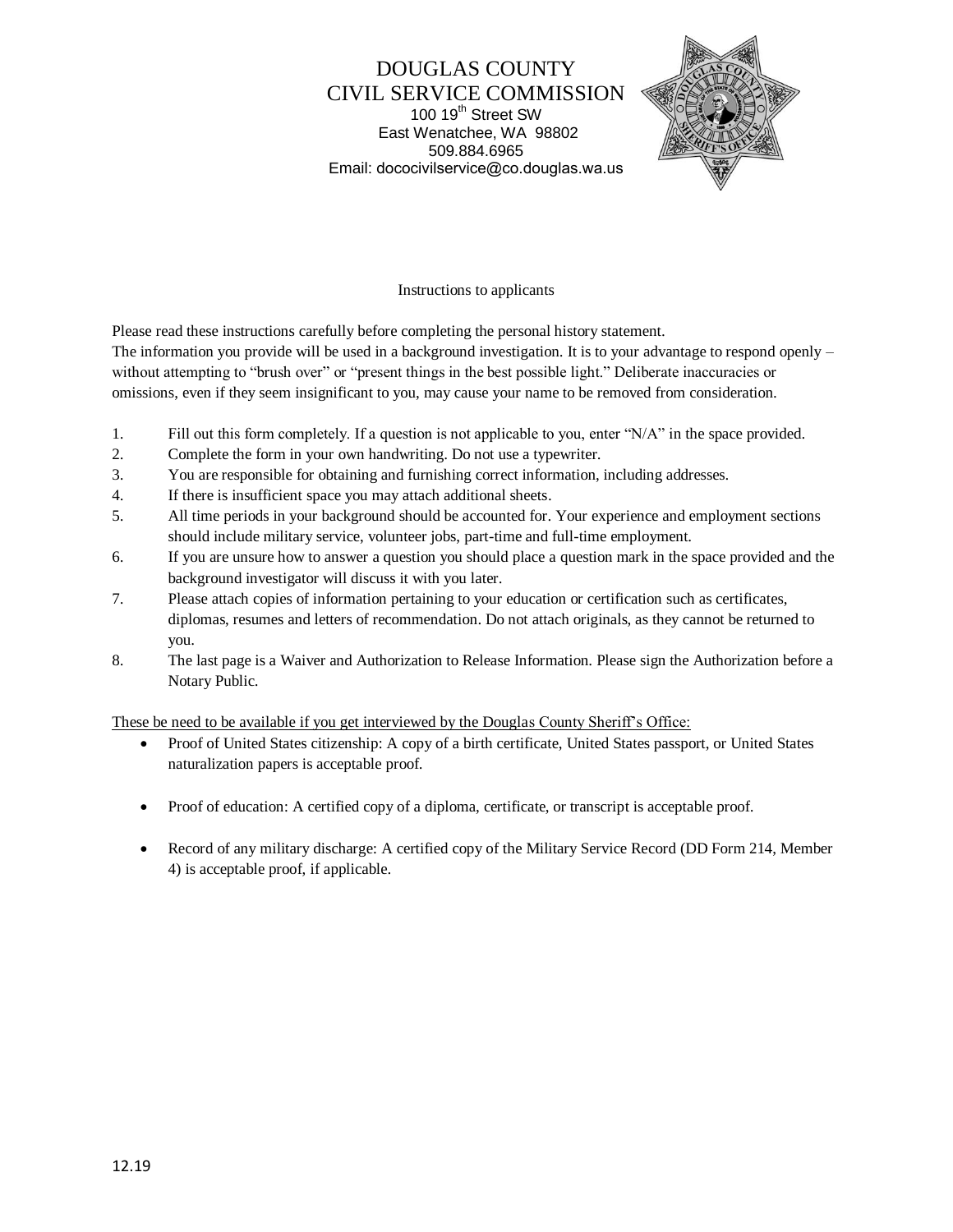# DOUGLAS COUNTY
# CIVIL SERVICE COMMISSION

100 19th Street SW
East Wenatchee, WA 98802
509.884.6965
Email: dococivilservice@co.douglas.wa.us

Instructions to applicants

Please read these instructions carefully before completing the personal history statement.
The information you provide will be used in a background investigation. It is to your advantage to respond openly – without attempting to "brush over" or "present things in the best possible light." Deliberate inaccuracies or omissions, even if they seem insignificant to you, may cause your name to be removed from consideration.

1. Fill out this form completely. If a question is not applicable to you, enter "N/A" in the space provided.
2. Complete the form in your own handwriting. Do not use a typewriter.
3. You are responsible for obtaining and furnishing correct information, including addresses.
4. If there is insufficient space you may attach additional sheets.
5. All time periods in your background should be accounted for. Your experience and employment sections should include military service, volunteer jobs, part-time and full-time employment.
6. If you are unsure how to answer a question you should place a question mark in the space provided and the background investigator will discuss it with you later.
7. Please attach copies of information pertaining to your education or certification such as certificates, diplomas, resumes and letters of recommendation. Do not attach originals, as they cannot be returned to you.
8. The last page is a Waiver and Authorization to Release Information. Please sign the Authorization before a Notary Public.

<u>These be need to be available if you get interviewed by the Douglas County Sheriff's Office:</u>

- Proof of United States citizenship: A copy of a birth certificate, United States passport, or United States naturalization papers is acceptable proof.
- Proof of education: A certified copy of a diploma, certificate, or transcript is acceptable proof.
- Record of any military discharge: A certified copy of the Military Service Record (DD Form 214, Member 4) is acceptable proof, if applicable.

12.19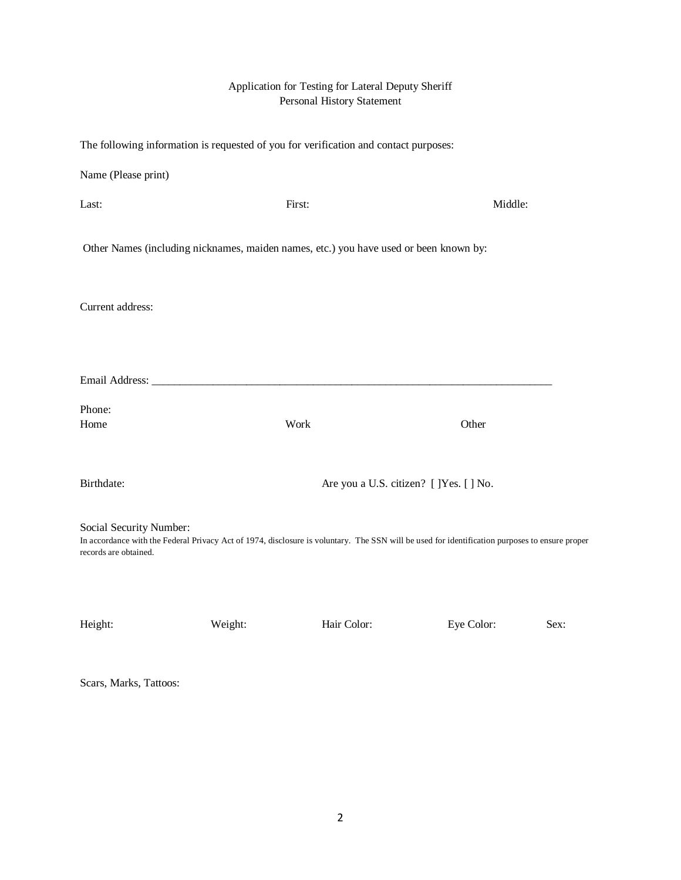# Application for Testing for Lateral Deputy Sheriff
## Personal History Statement

The following information is requested of you for verification and contact purposes:

Name (Please print)

Last: First: Middle:

Other Names (including nicknames, maiden names, etc.) you have used or been known by:

Current address:

Email Address: ___________________________________________________________________________

Phone:

Home Work Other

Birthdate: Are you a U.S. citizen? [ ]Yes. [ ] No.

Social Security Number:

In accordance with the Federal Privacy Act of 1974, disclosure is voluntary. The SSN will be used for identification purposes to ensure proper records are obtained.

Height: Weight: Hair Color: Eye Color: Sex:

Scars, Marks, Tattoos: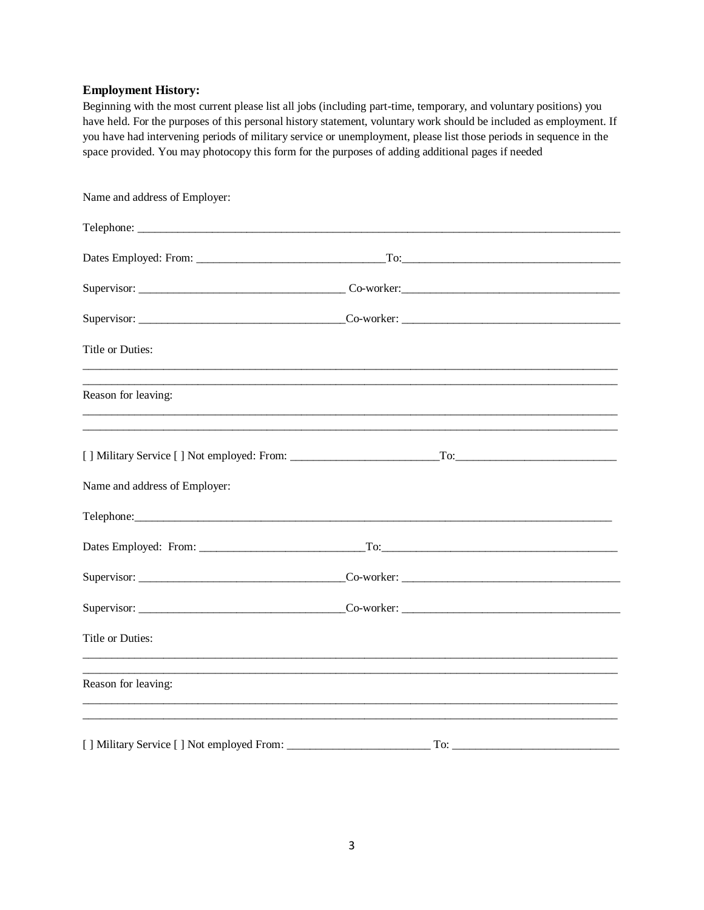**Employment History:**

Beginning with the most current please list all jobs (including part-time, temporary, and voluntary positions) you have held. For the purposes of this personal history statement, voluntary work should be included as employment. If you have had intervening periods of military service or unemployment, please list those periods in sequence in the space provided. You may photocopy this form for the purposes of adding additional pages if needed

Name and address of Employer:

Telephone: ___________________________________________________________________________

Dates Employed: From: ______________________________To:___________________________________

Supervisor: _________________________________ Co-worker:____________________________________

Supervisor: _________________________________Co-worker: ____________________________________

Title or Duties:

_____________________________________________________________________________________

_____________________________________________________________________________________

Reason for leaving:

_____________________________________________________________________________________

_____________________________________________________________________________________

[ ] Military Service [ ] Not employed: From: ________________________To:__________________________

Name and address of Employer:

Telephone:____________________________________________________________________________

Dates Employed: From: ___________________________To:________________________________________

Supervisor: _________________________________Co-worker: ____________________________________

Supervisor: _________________________________Co-worker: ____________________________________

Title or Duties:

_____________________________________________________________________________________

_____________________________________________________________________________________

Reason for leaving:

_____________________________________________________________________________________

_____________________________________________________________________________________

[ ] Military Service [ ] Not employed From: _______________________ To: ___________________________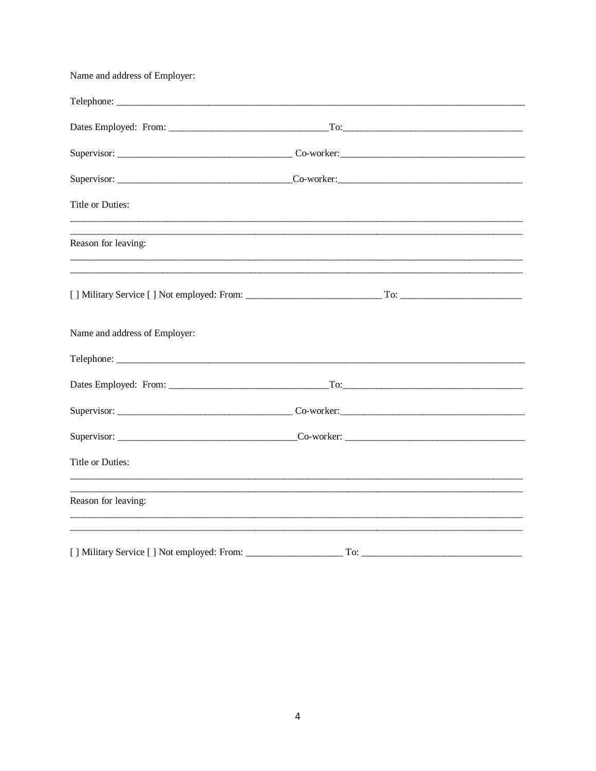Name and address of Employer:

Telephone: ___________________________________________________________________________

Dates Employed: From: ______________________________To:___________________________________

Supervisor: ___________________________________ Co-worker:___________________________________

Supervisor: ___________________________________Co-worker:___________________________________

Title or Duties:

_____________________________________________________________________________________

_____________________________________________________________________________________

Reason for leaving:

_____________________________________________________________________________________

_____________________________________________________________________________________

[ ] Military Service [ ] Not employed: From: ___________________________ To: ________________________

Name and address of Employer:

Telephone: ___________________________________________________________________________

Dates Employed: From: ______________________________To:___________________________________

Supervisor: ___________________________________ Co-worker:___________________________________

Supervisor: ____________________________________Co-worker: __________________________________

Title or Duties:

_____________________________________________________________________________________

_____________________________________________________________________________________

Reason for leaving:

_____________________________________________________________________________________

_____________________________________________________________________________________

[ ] Military Service [ ] Not employed: From: ___________________ To: ________________________________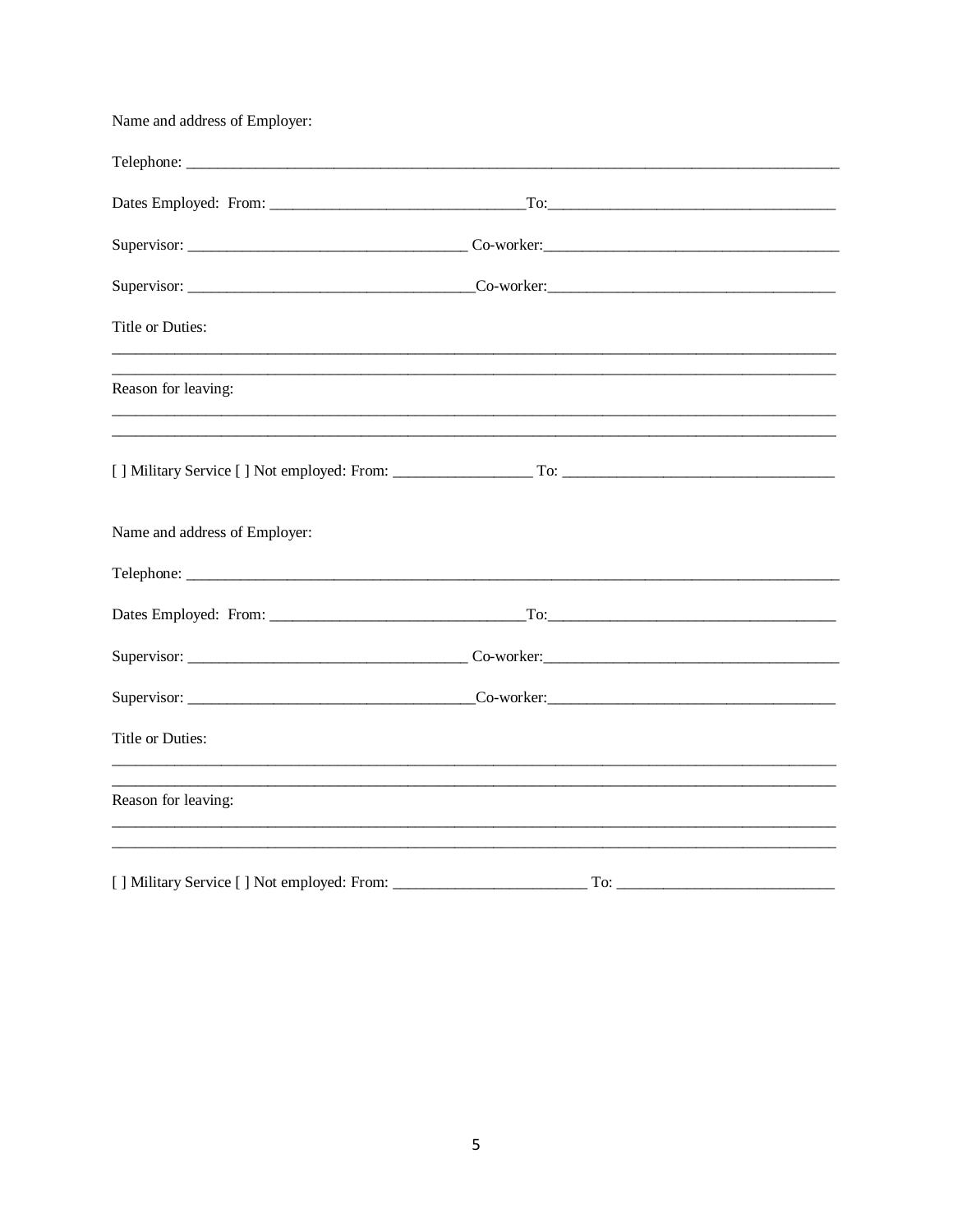Name and address of Employer:

Telephone: ___________________________________________________________________________

Dates Employed: From: ______________________________To:___________________________________

Supervisor: __________________________________ Co-worker:____________________________________

Supervisor: ___________________________________Co-worker:___________________________________

Title or Duties:

_____________________________________________________________________________________

_____________________________________________________________________________________

Reason for leaving:

_____________________________________________________________________________________

_____________________________________________________________________________________

[ ] Military Service [ ] Not employed: From: _________________ To: _________________________________

Name and address of Employer:

Telephone: ___________________________________________________________________________

Dates Employed: From: ______________________________To:___________________________________

Supervisor: __________________________________ Co-worker:____________________________________

Supervisor: ___________________________________Co-worker:___________________________________

Title or Duties:

_____________________________________________________________________________________

_____________________________________________________________________________________

Reason for leaving:

_____________________________________________________________________________________

_____________________________________________________________________________________

[ ] Military Service [ ] Not employed: From: _______________________ To: ___________________________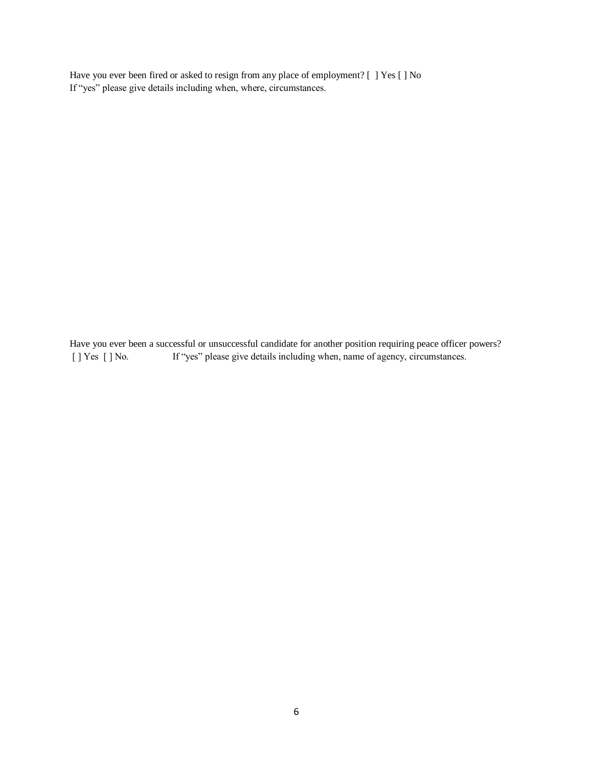Have you ever been fired or asked to resign from any place of employment? [  ] Yes [ ] No
If "yes" please give details including when, where, circumstances.

Have you ever been a successful or unsuccessful candidate for another position requiring peace officer powers?
[ ] Yes  [ ] No.   If "yes" please give details including when, name of agency, circumstances.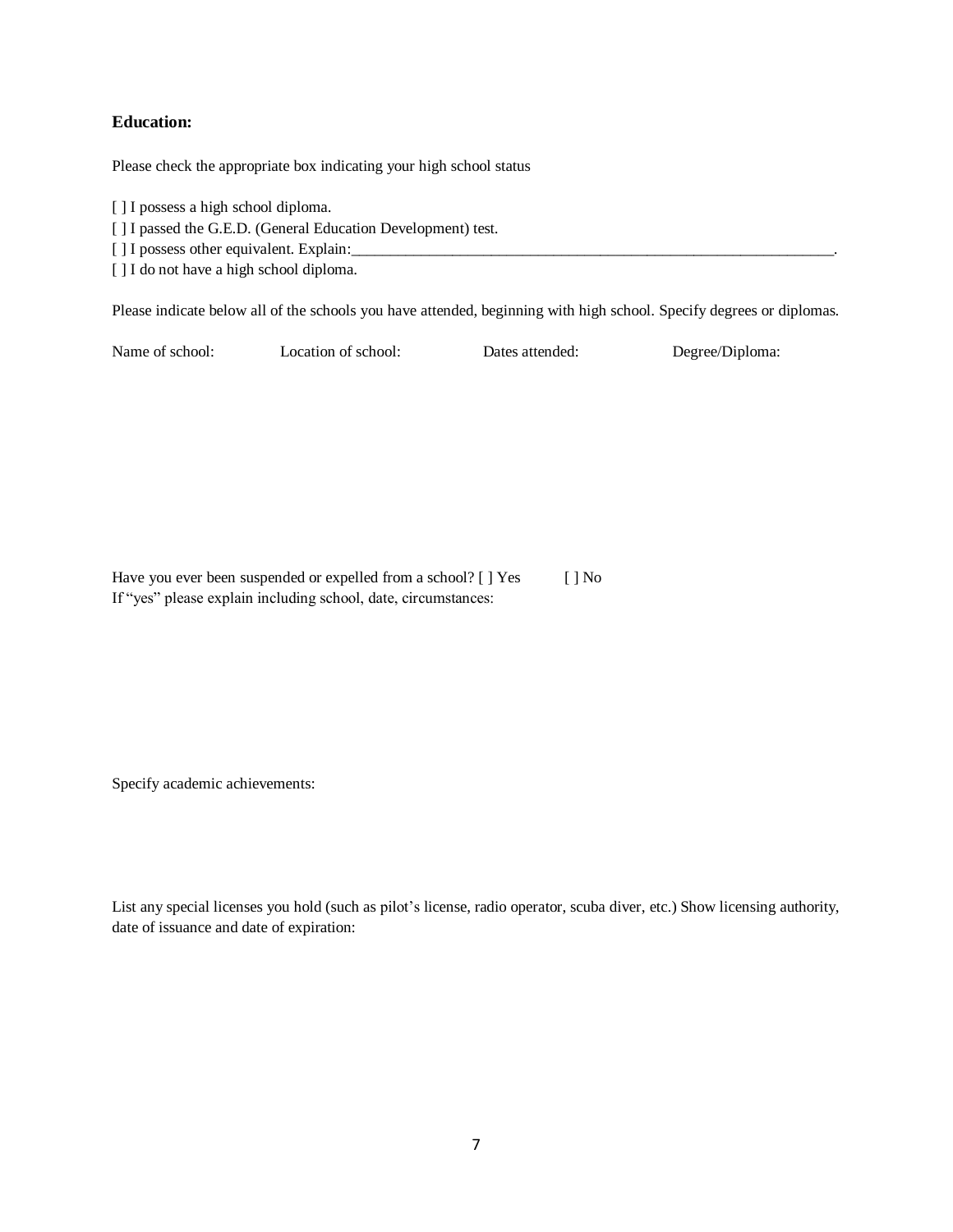**Education:**

Please check the appropriate box indicating your high school status

[ ] I possess a high school diploma.
[ ] I passed the G.E.D. (General Education Development) test.
[ ] I possess other equivalent. Explain:_________________________________________________________________.
[ ] I do not have a high school diploma.

Please indicate below all of the schools you have attended, beginning with high school. Specify degrees or diplomas.

| Name of school: | Location of school: | Dates attended: | Degree/Diploma: |
| --- | --- | --- | --- |
| | | | |

Have you ever been suspended or expelled from a school? [ ] Yes [ ] No
If "yes" please explain including school, date, circumstances:

Specify academic achievements:

List any special licenses you hold (such as pilot's license, radio operator, scuba diver, etc.) Show licensing authority, date of issuance and date of expiration: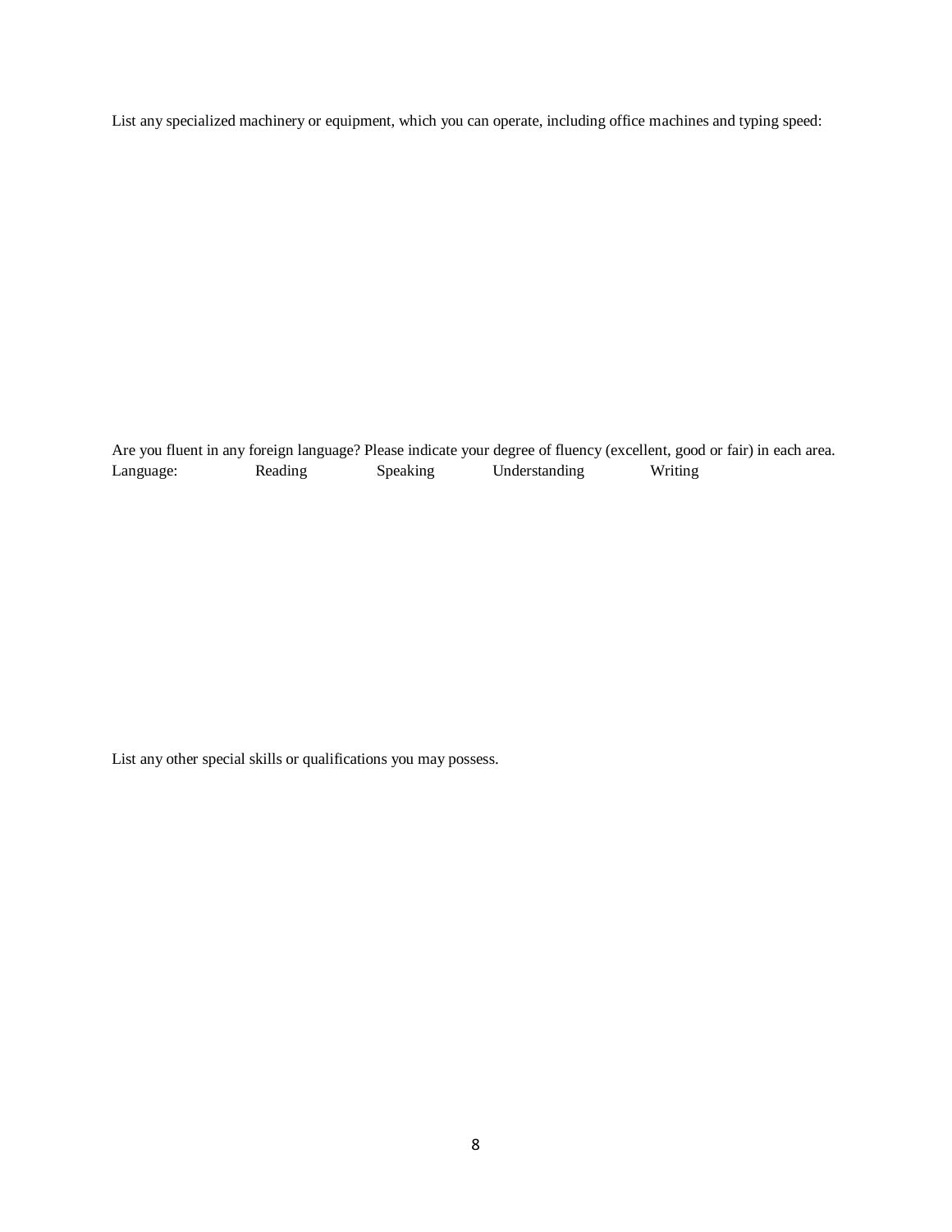List any specialized machinery or equipment, which you can operate, including office machines and typing speed:

Are you fluent in any foreign language? Please indicate your degree of fluency (excellent, good or fair) in each area.

| Language: | Reading | Speaking | Understanding | Writing |
| --- | --- | --- | --- | --- |

List any other special skills or qualifications you may possess.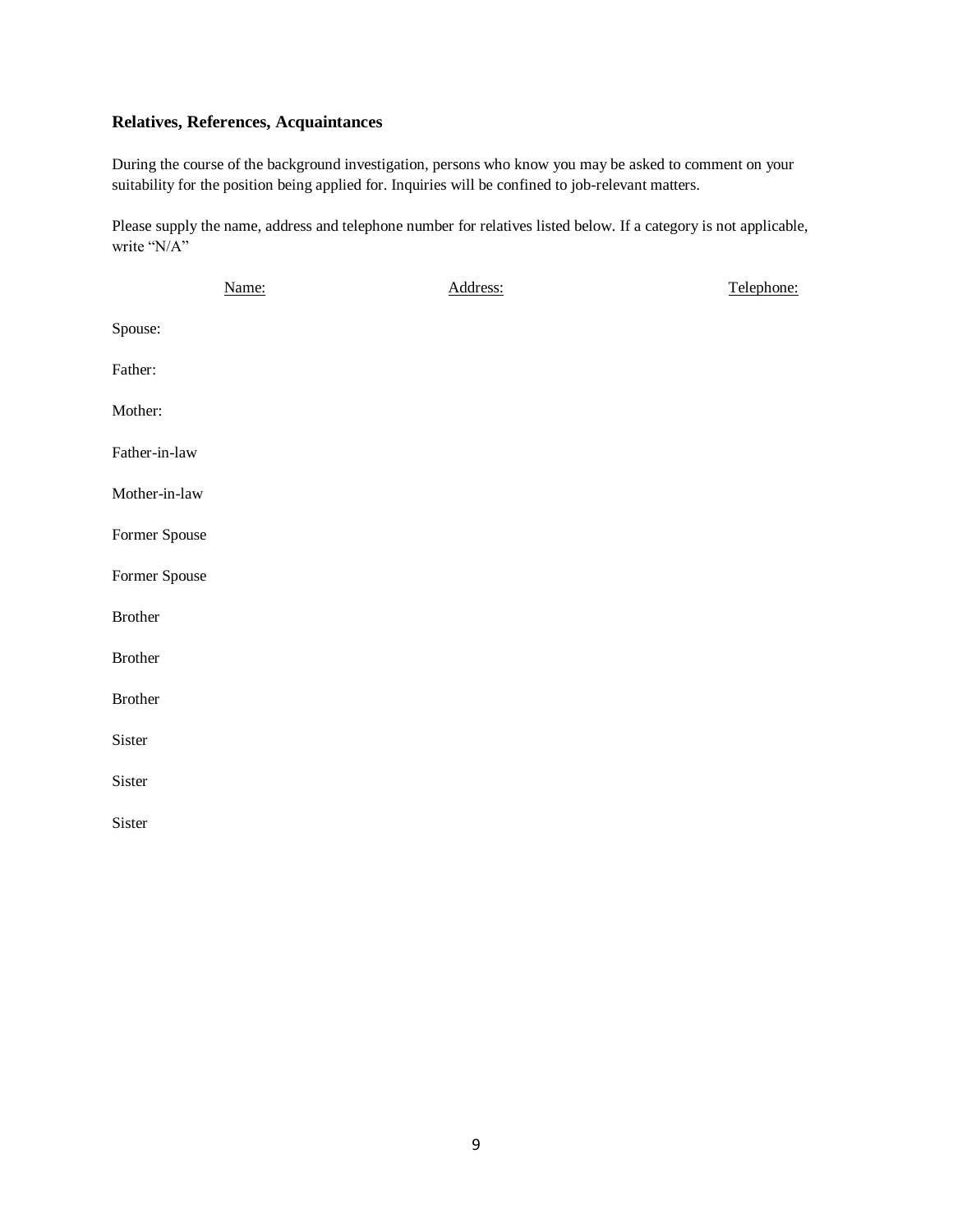### Relatives, References, Acquaintances

During the course of the background investigation, persons who know you may be asked to comment on your suitability for the position being applied for. Inquiries will be confined to job-relevant matters.

Please supply the name, address and telephone number for relatives listed below. If a category is not applicable, write "N/A"

| | Name: | Address: | Telephone: |
|---|---|---|---|
| Spouse: | | | |
| Father: | | | |
| Mother: | | | |
| Father-in-law | | | |
| Mother-in-law | | | |
| Former Spouse | | | |
| Former Spouse | | | |
| Brother | | | |
| Brother | | | |
| Brother | | | |
| Sister | | | |
| Sister | | | |
| Sister | | | |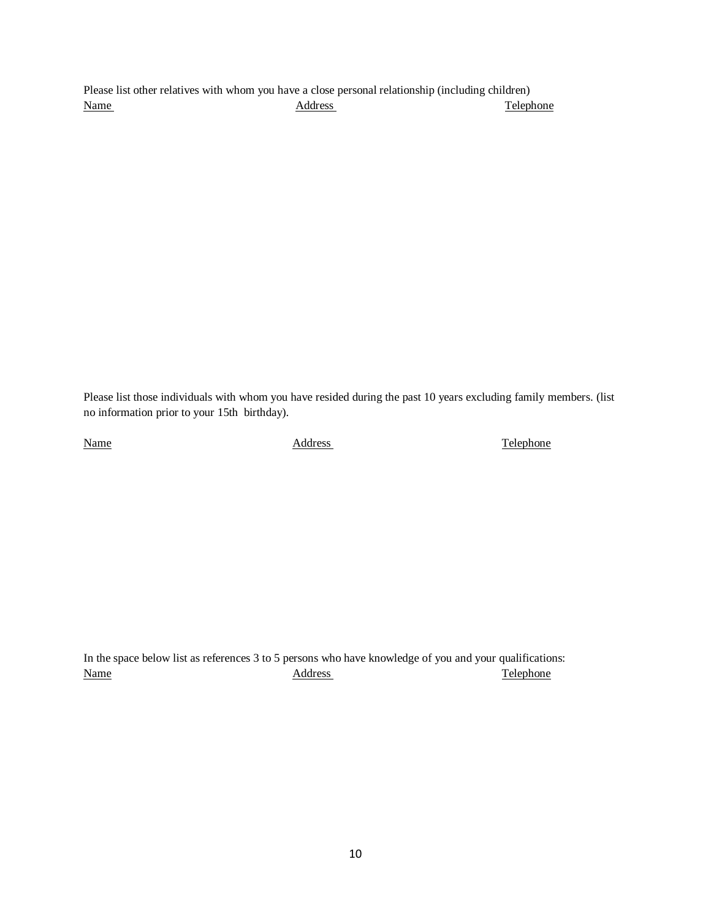Please list other relatives with whom you have a close personal relationship (including children)

| Name | Address | Telephone |
| --- | --- | --- |

Please list those individuals with whom you have resided during the past 10 years excluding family members. (list no information prior to your 15th birthday).

| Name | Address | Telephone |
| --- | --- | --- |

In the space below list as references 3 to 5 persons who have knowledge of you and your qualifications:

| Name | Address | Telephone |
| --- | --- | --- |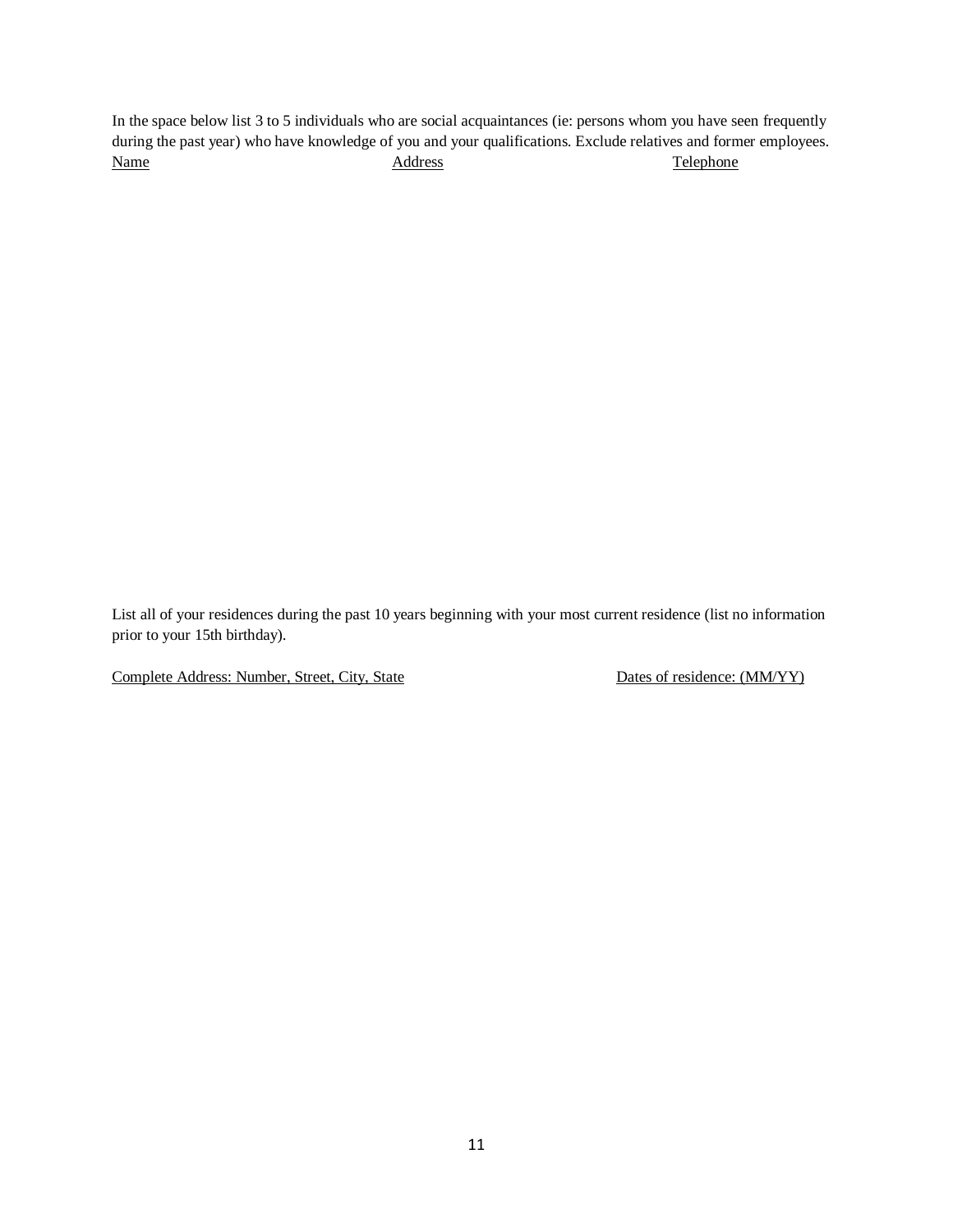In the space below list 3 to 5 individuals who are social acquaintances (ie: persons whom you have seen frequently during the past year) who have knowledge of you and your qualifications. Exclude relatives and former employees.

| Name | Address | Telephone |
| --- | --- | --- |

List all of your residences during the past 10 years beginning with your most current residence (list no information prior to your 15th birthday).

| Complete Address: Number, Street, City, State | Dates of residence: (MM/YY) |
| --- | --- |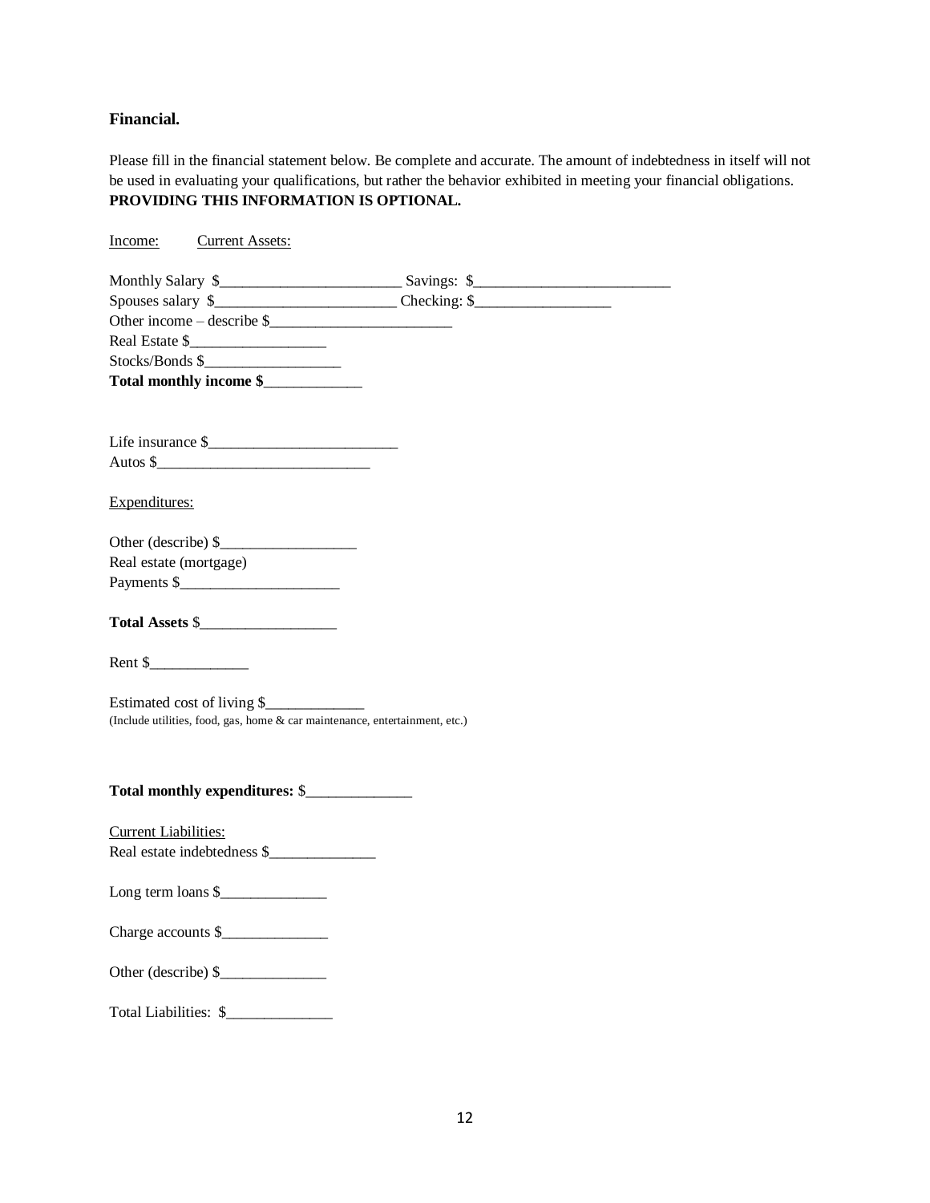**Financial.**

Please fill in the financial statement below. Be complete and accurate. The amount of indebtedness in itself will not be used in evaluating your qualifications, but rather the behavior exhibited in meeting your financial obligations. **PROVIDING THIS INFORMATION IS OPTIONAL.**

<u>Income:</u> <u>Current Assets:</u>

Monthly Salary $________________________ Savings: $__________________________

Spouses salary $________________________ Checking: $__________________

Other income – describe $________________________

Real Estate $__________________

Stocks/Bonds $__________________

**Total monthly income $**_____________

Life insurance $_________________________

Autos $_____________________________

<u>Expenditures:</u>

Other (describe) $__________________

Real estate (mortgage)

Payments $_____________________

**Total Assets** $__________________

Rent $_____________

Estimated cost of living $_____________

(Include utilities, food, gas, home & car maintenance, entertainment, etc.)

**Total monthly expenditures:** $______________

<u>Current Liabilities:</u>

Real estate indebtedness $______________

Long term loans $______________

Charge accounts $______________

Other (describe) $______________

Total Liabilities: $______________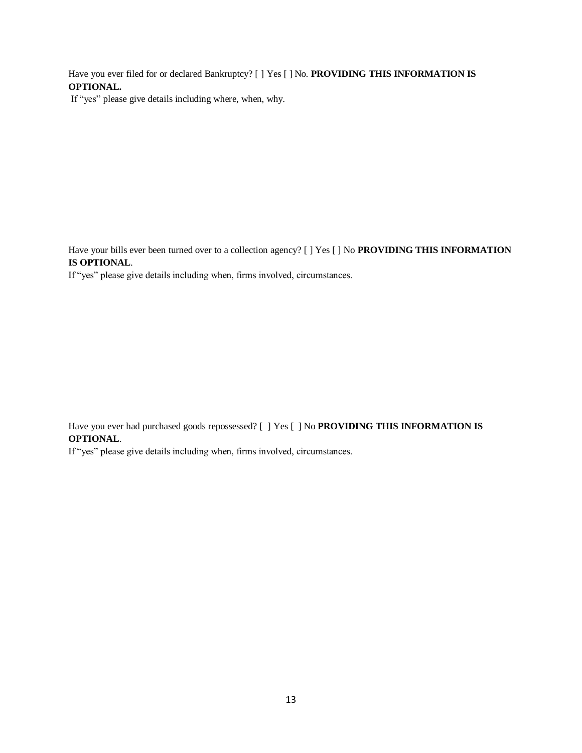Have you ever filed for or declared Bankruptcy? [ ] Yes [ ] No. **PROVIDING THIS INFORMATION IS OPTIONAL.**

If "yes" please give details including where, when, why.

Have your bills ever been turned over to a collection agency? [ ] Yes [ ] No **PROVIDING THIS INFORMATION IS OPTIONAL**.

If "yes" please give details including when, firms involved, circumstances.

Have you ever had purchased goods repossessed? [ ] Yes [ ] No **PROVIDING THIS INFORMATION IS OPTIONAL**.

If "yes" please give details including when, firms involved, circumstances.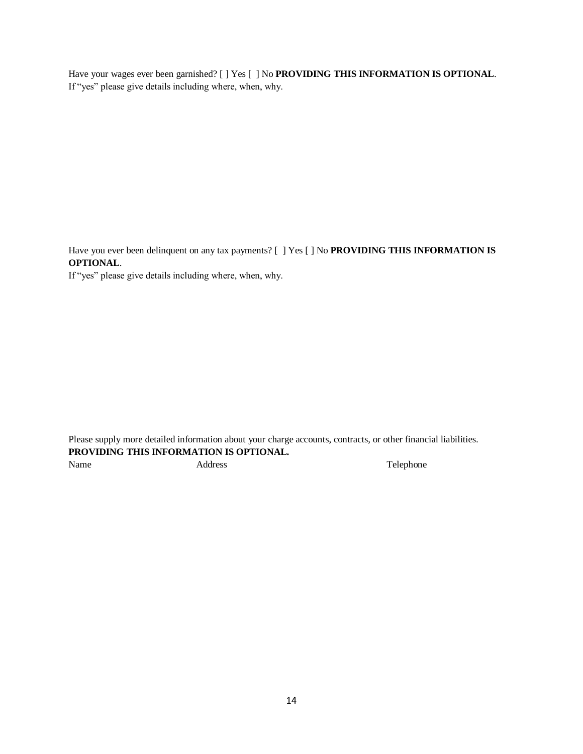Have your wages ever been garnished? [ ] Yes [ ] No **PROVIDING THIS INFORMATION IS OPTIONAL**.
If "yes" please give details including where, when, why.

Have you ever been delinquent on any tax payments? [ ] Yes [ ] No **PROVIDING THIS INFORMATION IS OPTIONAL**.
If "yes" please give details including where, when, why.

Please supply more detailed information about your charge accounts, contracts, or other financial liabilities.
**PROVIDING THIS INFORMATION IS OPTIONAL.**

| Name | Address | Telephone |
|---|---|---|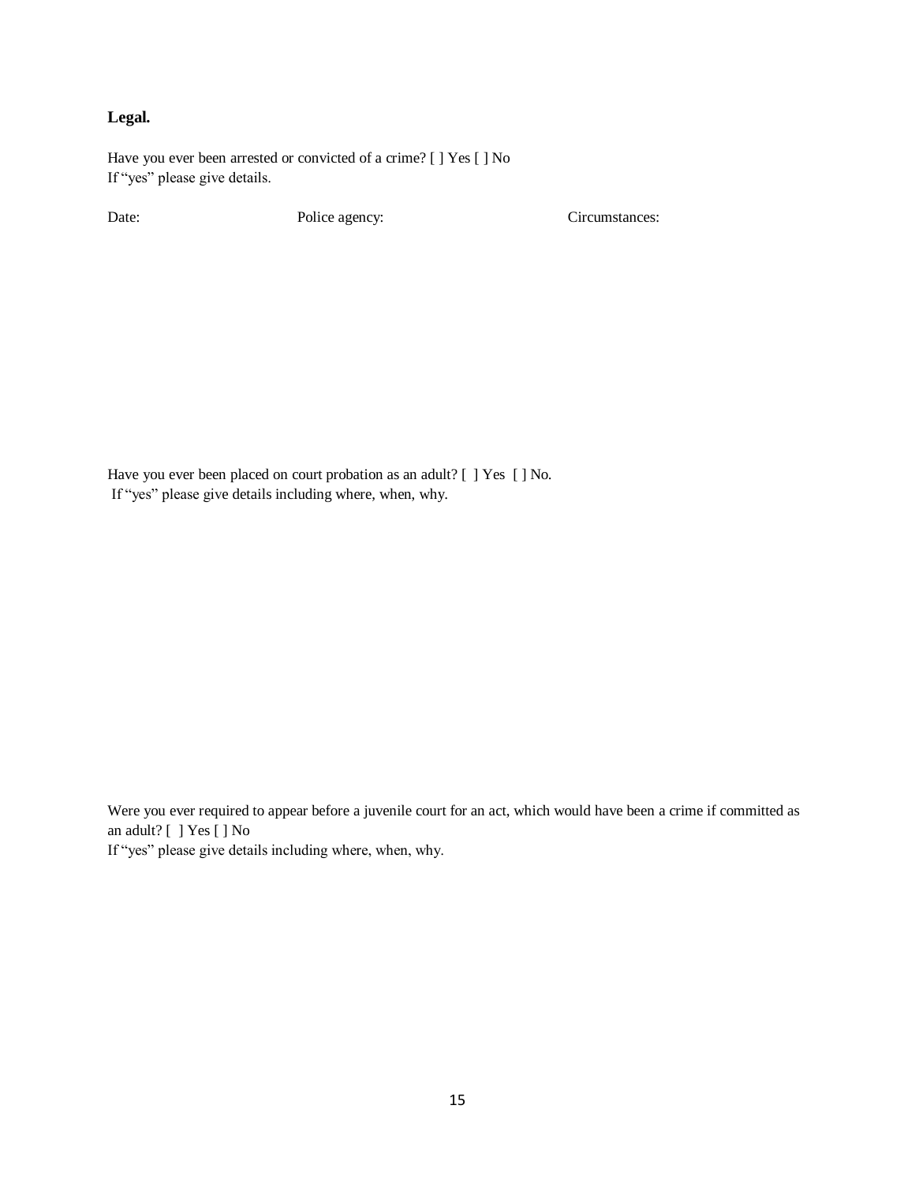**Legal.**

Have you ever been arrested or convicted of a crime? [ ] Yes [ ] No
If "yes" please give details.

Date: Police agency: Circumstances:

Have you ever been placed on court probation as an adult? [ ] Yes [ ] No.
If "yes" please give details including where, when, why.

Were you ever required to appear before a juvenile court for an act, which would have been a crime if committed as an adult? [ ] Yes [ ] No
If "yes" please give details including where, when, why.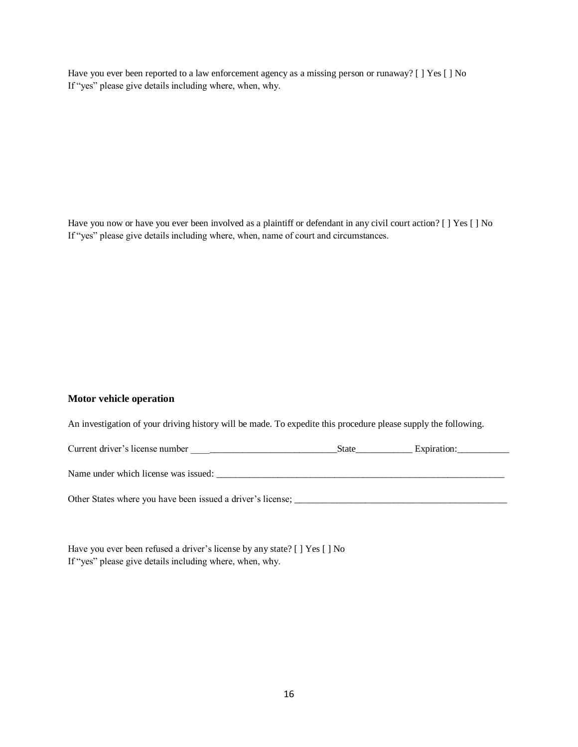Have you ever been reported to a law enforcement agency as a missing person or runaway? [ ] Yes [ ] No
If "yes" please give details including where, when, why.

Have you now or have you ever been involved as a plaintiff or defendant in any civil court action? [ ] Yes [ ] No
If "yes" please give details including where, when, name of court and circumstances.

### Motor vehicle operation

An investigation of your driving history will be made. To expedite this procedure please supply the following.

Current driver's license number ________________________________State____________ Expiration:___________

Name under which license was issued: _________________________________________________________________

Other States where you have been issued a driver's license; _______________________________________________

Have you ever been refused a driver's license by any state? [ ] Yes [ ] No
If "yes" please give details including where, when, why.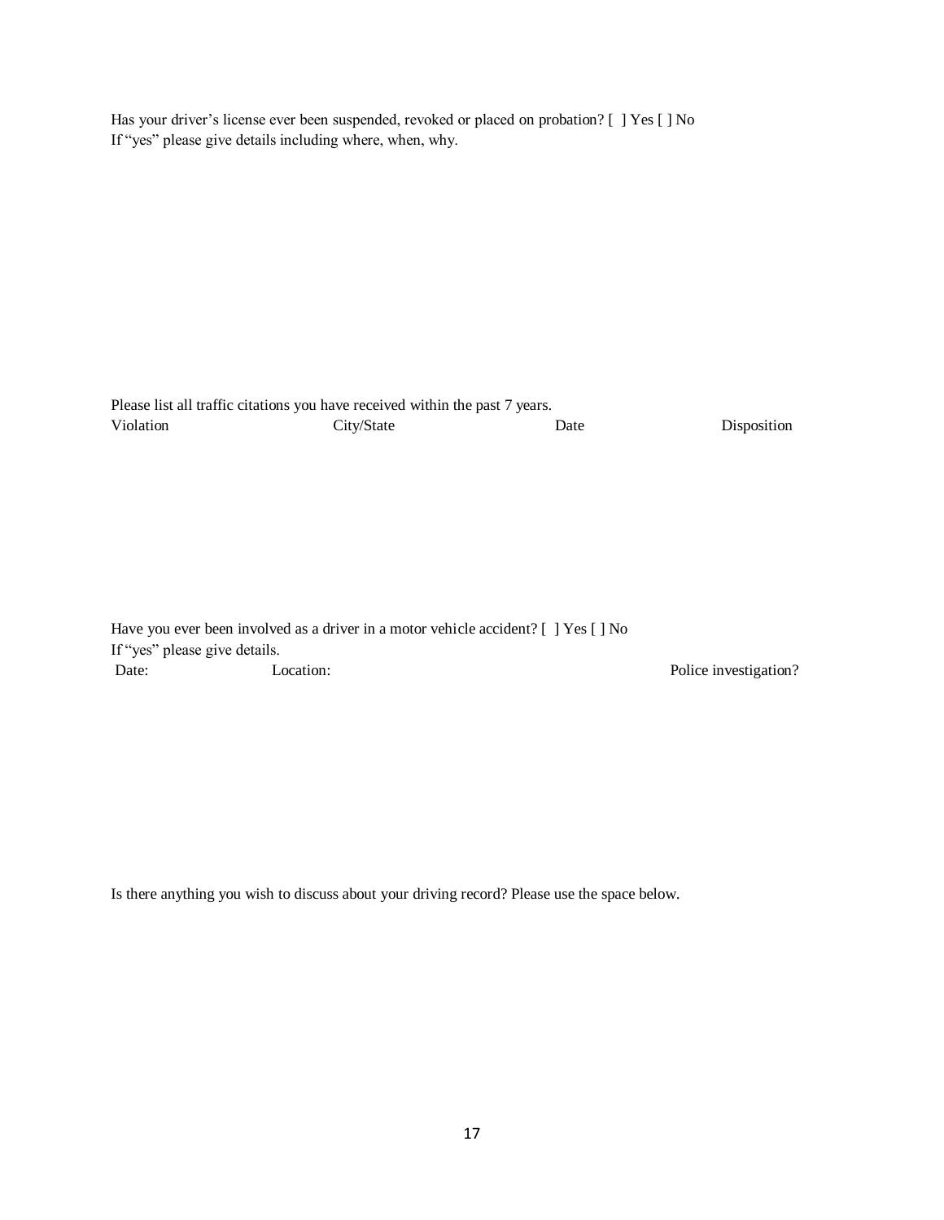Has your driver's license ever been suspended, revoked or placed on probation? [ ] Yes [ ] No
If "yes" please give details including where, when, why.

Please list all traffic citations you have received within the past 7 years.

| Violation | City/State | Date | Disposition |
| --- | --- | --- | --- |
| | | | |

Have you ever been involved as a driver in a motor vehicle accident? [ ] Yes [ ] No
If "yes" please give details.

| Date: | Location: | Police investigation? |
| --- | --- | --- |
| | | |

Is there anything you wish to discuss about your driving record? Please use the space below.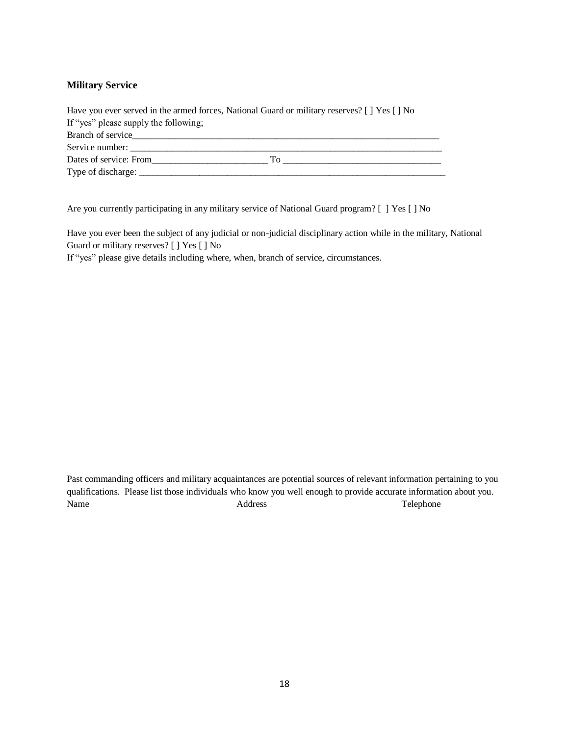### Military Service

Have you ever served in the armed forces, National Guard or military reserves? [ ] Yes [ ] No
If "yes" please supply the following;
Branch of service_______________________________________________________________________
Service number: _______________________________________________________________________
Dates of service: From_________________________ To __________________________________
Type of discharge: ______________________________________________________________________

Are you currently participating in any military service of National Guard program? [  ] Yes [ ] No

Have you ever been the subject of any judicial or non-judicial disciplinary action while in the military, National Guard or military reserves? [ ] Yes [ ] No
If "yes" please give details including where, when, branch of service, circumstances.

Past commanding officers and military acquaintances are potential sources of relevant information pertaining to you qualifications. Please list those individuals who know you well enough to provide accurate information about you.

Name | Address | Telephone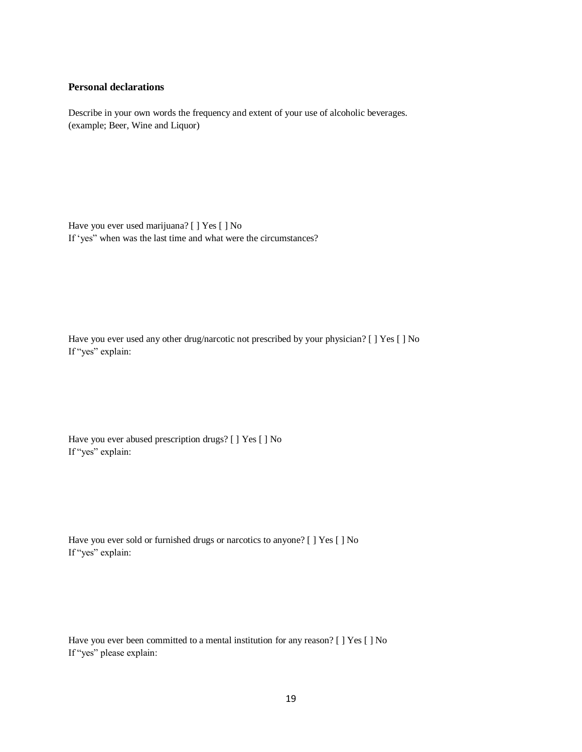**Personal declarations**

Describe in your own words the frequency and extent of your use of alcoholic beverages.
(example; Beer, Wine and Liquor)

Have you ever used marijuana? [ ] Yes [ ] No
If 'yes" when was the last time and what were the circumstances?

Have you ever used any other drug/narcotic not prescribed by your physician? [ ] Yes [ ] No
If "yes" explain:

Have you ever abused prescription drugs? [ ] Yes [ ] No
If "yes" explain:

Have you ever sold or furnished drugs or narcotics to anyone? [ ] Yes [ ] No
If "yes" explain:

Have you ever been committed to a mental institution for any reason? [ ] Yes [ ] No
If "yes" please explain: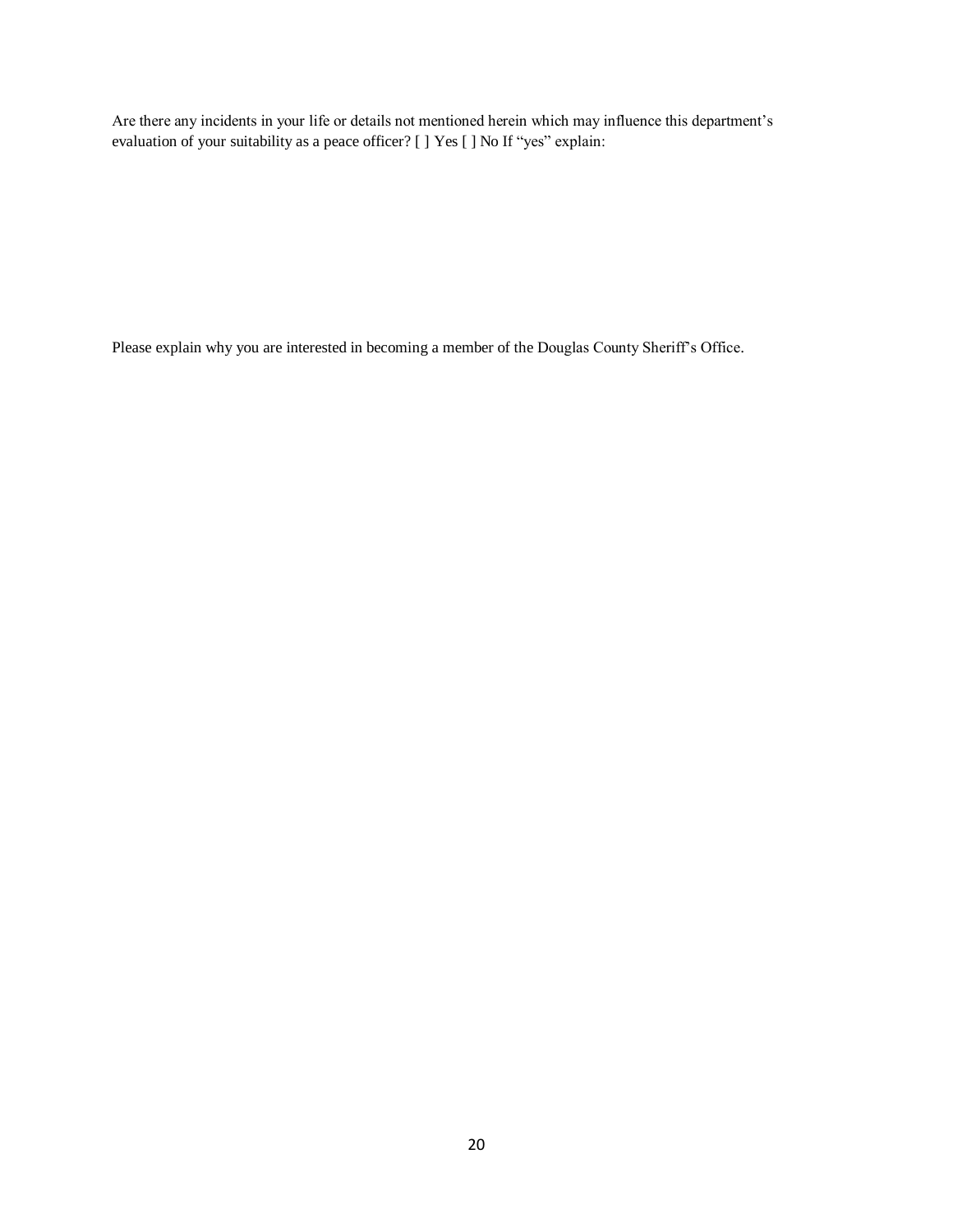Are there any incidents in your life or details not mentioned herein which may influence this department's evaluation of your suitability as a peace officer? [ ] Yes [ ] No If "yes" explain:

Please explain why you are interested in becoming a member of the Douglas County Sheriff's Office.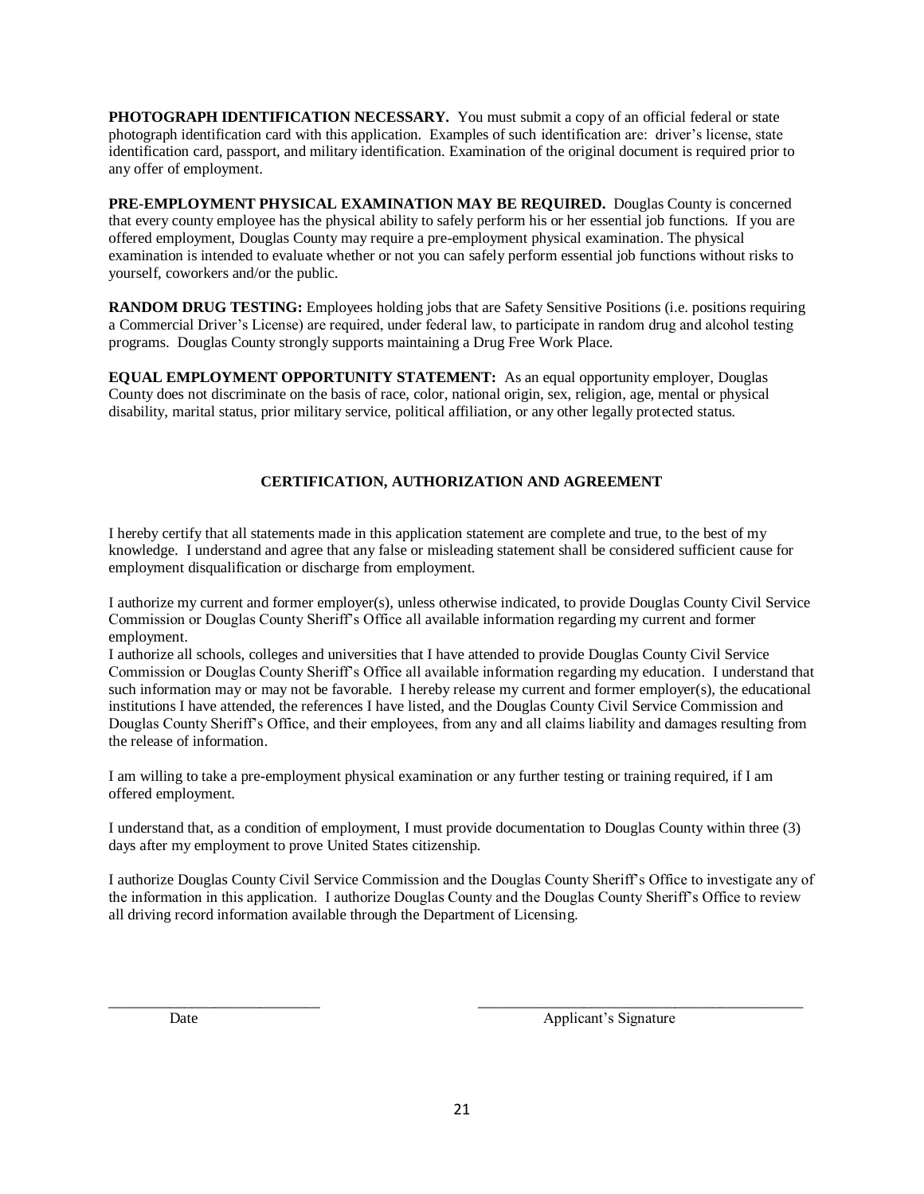**PHOTOGRAPH IDENTIFICATION NECESSARY.** You must submit a copy of an official federal or state photograph identification card with this application. Examples of such identification are: driver's license, state identification card, passport, and military identification. Examination of the original document is required prior to any offer of employment.

**PRE-EMPLOYMENT PHYSICAL EXAMINATION MAY BE REQUIRED.** Douglas County is concerned that every county employee has the physical ability to safely perform his or her essential job functions. If you are offered employment, Douglas County may require a pre-employment physical examination. The physical examination is intended to evaluate whether or not you can safely perform essential job functions without risks to yourself, coworkers and/or the public.

**RANDOM DRUG TESTING:** Employees holding jobs that are Safety Sensitive Positions (i.e. positions requiring a Commercial Driver's License) are required, under federal law, to participate in random drug and alcohol testing programs. Douglas County strongly supports maintaining a Drug Free Work Place.

**EQUAL EMPLOYMENT OPPORTUNITY STATEMENT:** As an equal opportunity employer, Douglas County does not discriminate on the basis of race, color, national origin, sex, religion, age, mental or physical disability, marital status, prior military service, political affiliation, or any other legally protected status.

## CERTIFICATION, AUTHORIZATION AND AGREEMENT

I hereby certify that all statements made in this application statement are complete and true, to the best of my knowledge. I understand and agree that any false or misleading statement shall be considered sufficient cause for employment disqualification or discharge from employment.

I authorize my current and former employer(s), unless otherwise indicated, to provide Douglas County Civil Service Commission or Douglas County Sheriff's Office all available information regarding my current and former employment.

I authorize all schools, colleges and universities that I have attended to provide Douglas County Civil Service Commission or Douglas County Sheriff's Office all available information regarding my education. I understand that such information may or may not be favorable. I hereby release my current and former employer(s), the educational institutions I have attended, the references I have listed, and the Douglas County Civil Service Commission and Douglas County Sheriff's Office, and their employees, from any and all claims liability and damages resulting from the release of information.

I am willing to take a pre-employment physical examination or any further testing or training required, if I am offered employment.

I understand that, as a condition of employment, I must provide documentation to Douglas County within three (3) days after my employment to prove United States citizenship.

I authorize Douglas County Civil Service Commission and the Douglas County Sheriff's Office to investigate any of the information in this application. I authorize Douglas County and the Douglas County Sheriff's Office to review all driving record information available through the Department of Licensing.

\_\_\_\_\_\_\_\_\_\_\_\_\_\_\_\_\_\_\_\_\_\_\_\_\_\_\_\_ Date

\_\_\_\_\_\_\_\_\_\_\_\_\_\_\_\_\_\_\_\_\_\_\_\_\_\_\_\_\_\_\_\_\_\_\_\_\_\_\_\_\_\_\_\_ Applicant's Signature